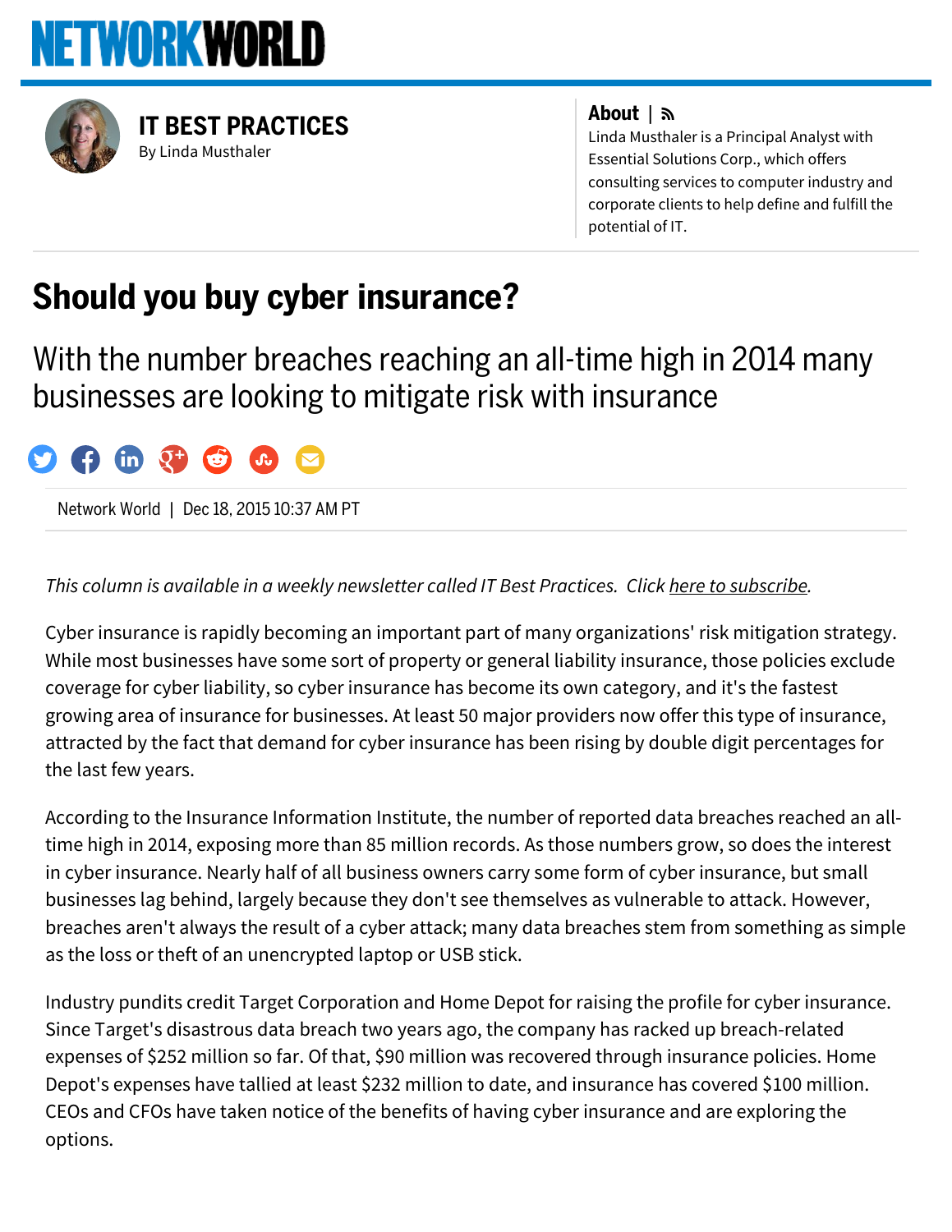# NETWORKWORLD

## IT BEST PRACTICES

By Linda Musthaler

**About |**

Linda Musthaler is a Principal Analyst with Essential Solutions Corp., which offers consulting services to computer industry and corporate clients to help define and fulfill the potential of IT.

# Should you buy cyber insurance?

## With the number breaches reaching an all-time high in 2014 many businesses are looking to mitigate risk with insurance

Network World | Dec 18, 2015 10:37 AM PT

*This column is available in a weekly newsletter called IT Best Practices. Click here to subscribe.*

Cyber insurance is rapidly becoming an important part of many organizations' risk mitigation strategy. While most businesses have some sort of property or general liability insurance, those policies exclude coverage for cyber liability, so cyber insurance has become its own category, and it's the fastest growing area of insurance for businesses. At least 50 major providers now offer this type of insurance, attracted by the fact that demand for cyber insurance has been rising by double digit percentages for the last few years.

According to the Insurance Information Institute, the number of reported data breaches reached an all-time high in 2014, exposing more than 85 million records. As those numbers grow, so does the interest in cyber insurance. Nearly half of all business owners carry some form of cyber insurance, but small businesses lag behind, largely because they don't see themselves as vulnerable to attack. However, breaches aren't always the result of a cyber attack; many data breaches stem from something as simple as the loss or theft of an unencrypted laptop or USB stick.

Industry pundits credit Target Corporation and Home Depot for raising the profile for cyber insurance. Since Target's disastrous data breach two years ago, the company has racked up breach-related expenses of $252 million so far. Of that, $90 million was recovered through insurance policies. Home Depot's expenses have tallied at least $232 million to date, and insurance has covered $100 million. CEOs and CFOs have taken notice of the benefits of having cyber insurance and are exploring the options.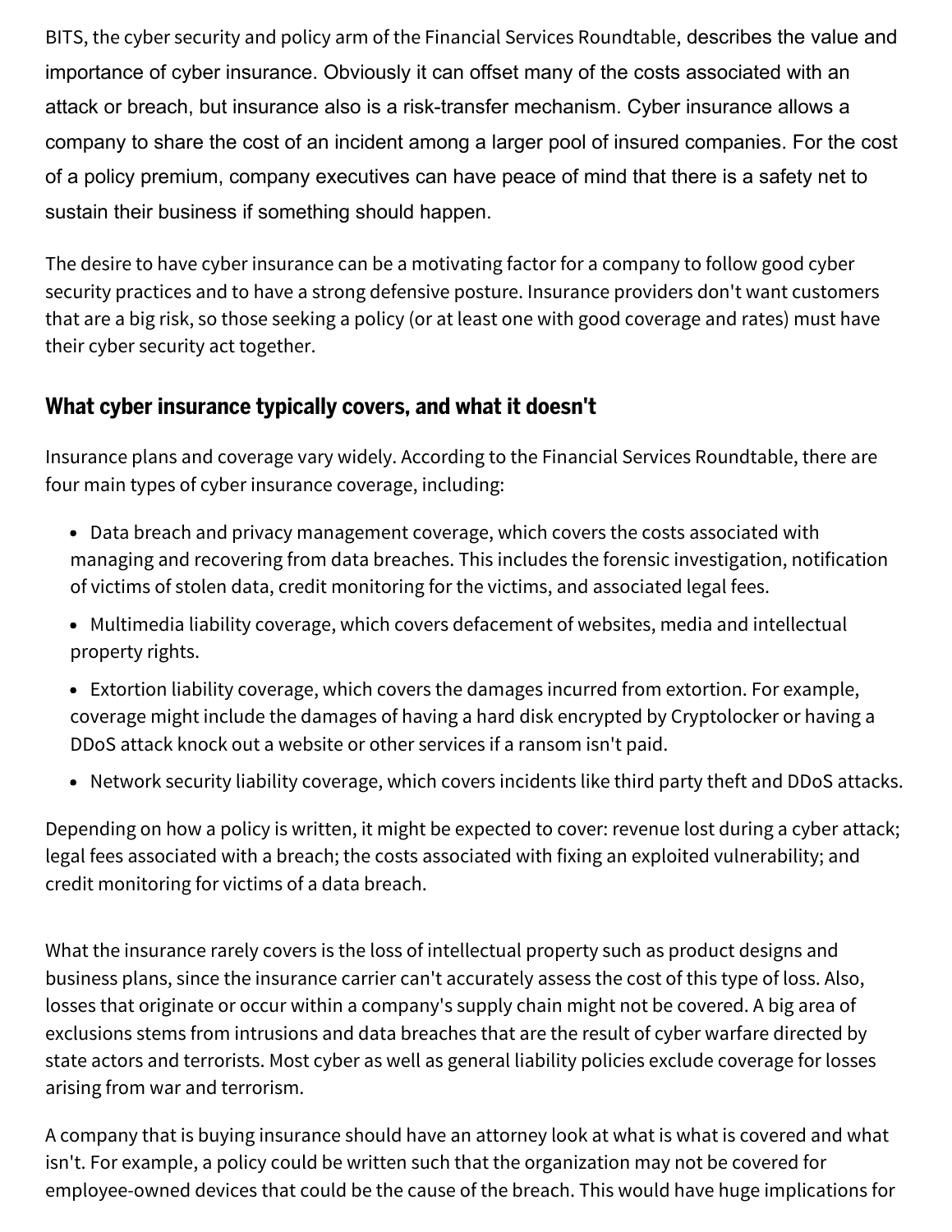BITS, the cyber security and policy arm of the Financial Services Roundtable, describes the value and importance of cyber insurance. Obviously it can offset many of the costs associated with an attack or breach, but insurance also is a risk-transfer mechanism. Cyber insurance allows a company to share the cost of an incident among a larger pool of insured companies. For the cost of a policy premium, company executives can have peace of mind that there is a safety net to sustain their business if something should happen.

The desire to have cyber insurance can be a motivating factor for a company to follow good cyber security practices and to have a strong defensive posture. Insurance providers don't want customers that are a big risk, so those seeking a policy (or at least one with good coverage and rates) must have their cyber security act together.

## What cyber insurance typically covers, and what it doesn't

Insurance plans and coverage vary widely. According to the Financial Services Roundtable, there are four main types of cyber insurance coverage, including:

- Data breach and privacy management coverage, which covers the costs associated with managing and recovering from data breaches. This includes the forensic investigation, notification of victims of stolen data, credit monitoring for the victims, and associated legal fees.
- Multimedia liability coverage, which covers defacement of websites, media and intellectual property rights.
- Extortion liability coverage, which covers the damages incurred from extortion. For example, coverage might include the damages of having a hard disk encrypted by Cryptolocker or having a DDoS attack knock out a website or other services if a ransom isn't paid.
- Network security liability coverage, which covers incidents like third party theft and DDoS attacks.

Depending on how a policy is written, it might be expected to cover: revenue lost during a cyber attack; legal fees associated with a breach; the costs associated with fixing an exploited vulnerability; and credit monitoring for victims of a data breach.

What the insurance rarely covers is the loss of intellectual property such as product designs and business plans, since the insurance carrier can't accurately assess the cost of this type of loss. Also, losses that originate or occur within a company's supply chain might not be covered. A big area of exclusions stems from intrusions and data breaches that are the result of cyber warfare directed by state actors and terrorists. Most cyber as well as general liability policies exclude coverage for losses arising from war and terrorism.

A company that is buying insurance should have an attorney look at what is what is covered and what isn't. For example, a policy could be written such that the organization may not be covered for employee-owned devices that could be the cause of the breach. This would have huge implications for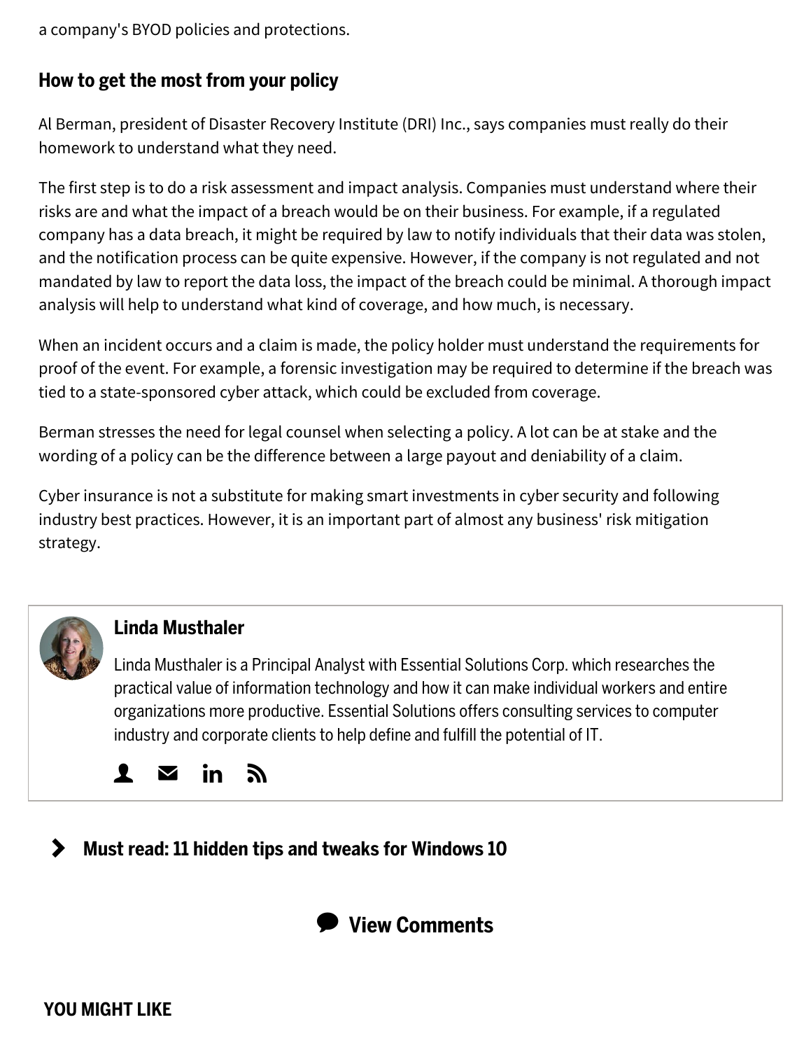a company's BYOD policies and protections.

## How to get the most from your policy

Al Berman, president of Disaster Recovery Institute (DRI) Inc., says companies must really do their homework to understand what they need.

The first step is to do a risk assessment and impact analysis. Companies must understand where their risks are and what the impact of a breach would be on their business. For example, if a regulated company has a data breach, it might be required by law to notify individuals that their data was stolen, and the notification process can be quite expensive. However, if the company is not regulated and not mandated by law to report the data loss, the impact of the breach could be minimal. A thorough impact analysis will help to understand what kind of coverage, and how much, is necessary.

When an incident occurs and a claim is made, the policy holder must understand the requirements for proof of the event. For example, a forensic investigation may be required to determine if the breach was tied to a state-sponsored cyber attack, which could be excluded from coverage.

Berman stresses the need for legal counsel when selecting a policy. A lot can be at stake and the wording of a policy can be the difference between a large payout and deniability of a claim.

Cyber insurance is not a substitute for making smart investments in cyber security and following industry best practices. However, it is an important part of almost any business' risk mitigation strategy.

**Linda Musthaler**

Linda Musthaler is a Principal Analyst with Essential Solutions Corp. which researches the practical value of information technology and how it can make individual workers and entire organizations more productive. Essential Solutions offers consulting services to computer industry and corporate clients to help define and fulfill the potential of IT.

**Must read: 11 hidden tips and tweaks for Windows 10**

**View Comments**

**YOU MIGHT LIKE**